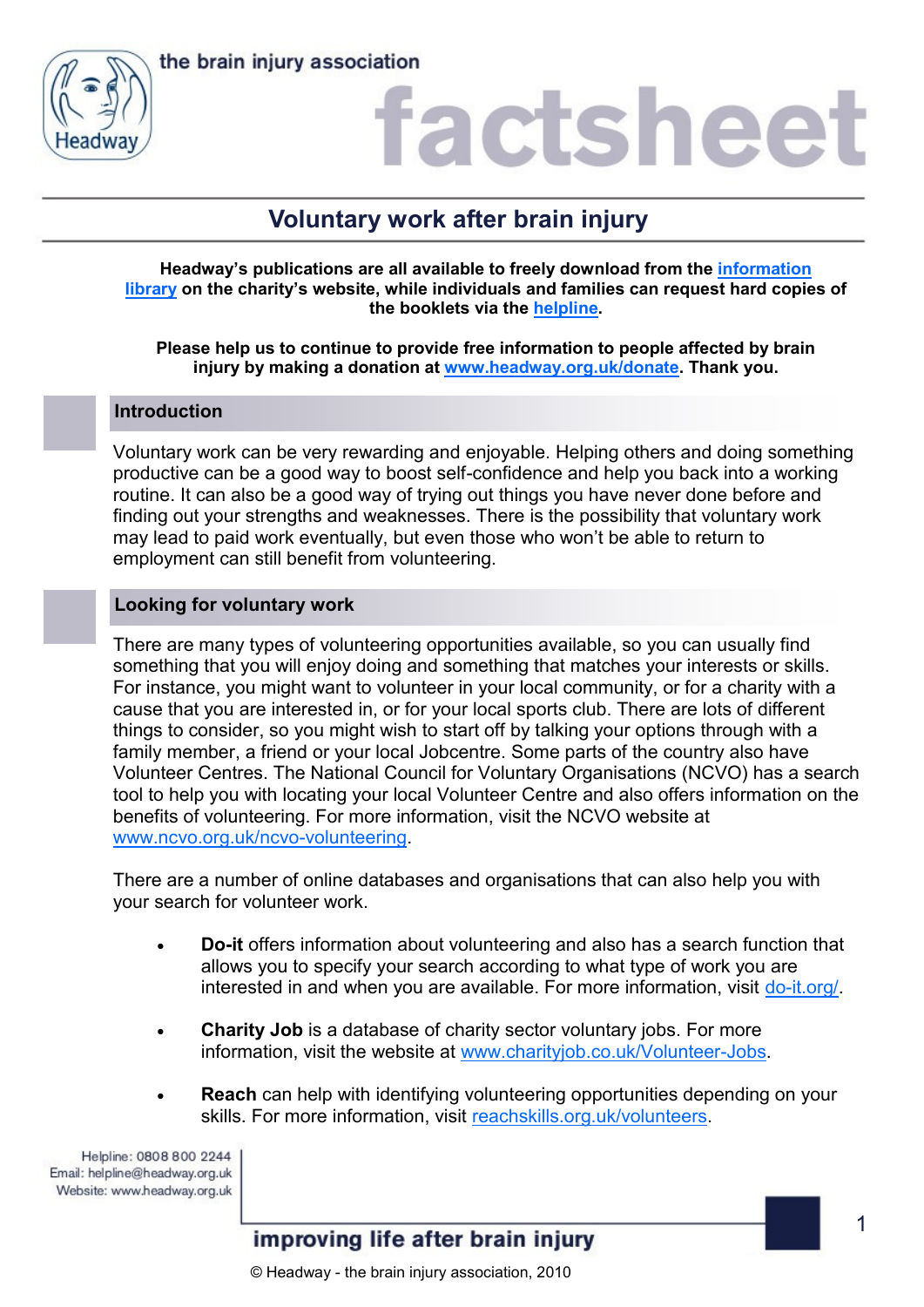# Voluntary work after brain injury

**Headway's publications are all available to freely download from the [information library](#) on the charity's website, while individuals and families can request hard copies of the booklets via the [helpline](#).**

**Please help us to continue to provide free information to people affected by brain injury by making a donation at [www.headway.org.uk/donate](http://www.headway.org.uk/donate). Thank you.**

## Introduction

Voluntary work can be very rewarding and enjoyable. Helping others and doing something productive can be a good way to boost self-confidence and help you back into a working routine. It can also be a good way of trying out things you have never done before and finding out your strengths and weaknesses. There is the possibility that voluntary work may lead to paid work eventually, but even those who won't be able to return to employment can still benefit from volunteering.

## Looking for voluntary work

There are many types of volunteering opportunities available, so you can usually find something that you will enjoy doing and something that matches your interests or skills. For instance, you might want to volunteer in your local community, or for a charity with a cause that you are interested in, or for your local sports club. There are lots of different things to consider, so you might wish to start off by talking your options through with a family member, a friend or your local Jobcentre. Some parts of the country also have Volunteer Centres. The National Council for Voluntary Organisations (NCVO) has a search tool to help you with locating your local Volunteer Centre and also offers information on the benefits of volunteering. For more information, visit the NCVO website at [www.ncvo.org.uk/ncvo-volunteering](http://www.ncvo.org.uk/ncvo-volunteering).

There are a number of online databases and organisations that can also help you with your search for volunteer work.

- **Do-it** offers information about volunteering and also has a search function that allows you to specify your search according to what type of work you are interested in and when you are available. For more information, visit [do-it.org/](http://do-it.org/).
- **Charity Job** is a database of charity sector voluntary jobs. For more information, visit the website at [www.charityjob.co.uk/Volunteer-Jobs](http://www.charityjob.co.uk/Volunteer-Jobs).
- **Reach** can help with identifying volunteering opportunities depending on your skills. For more information, visit [reachskills.org.uk/volunteers](http://reachskills.org.uk/volunteers).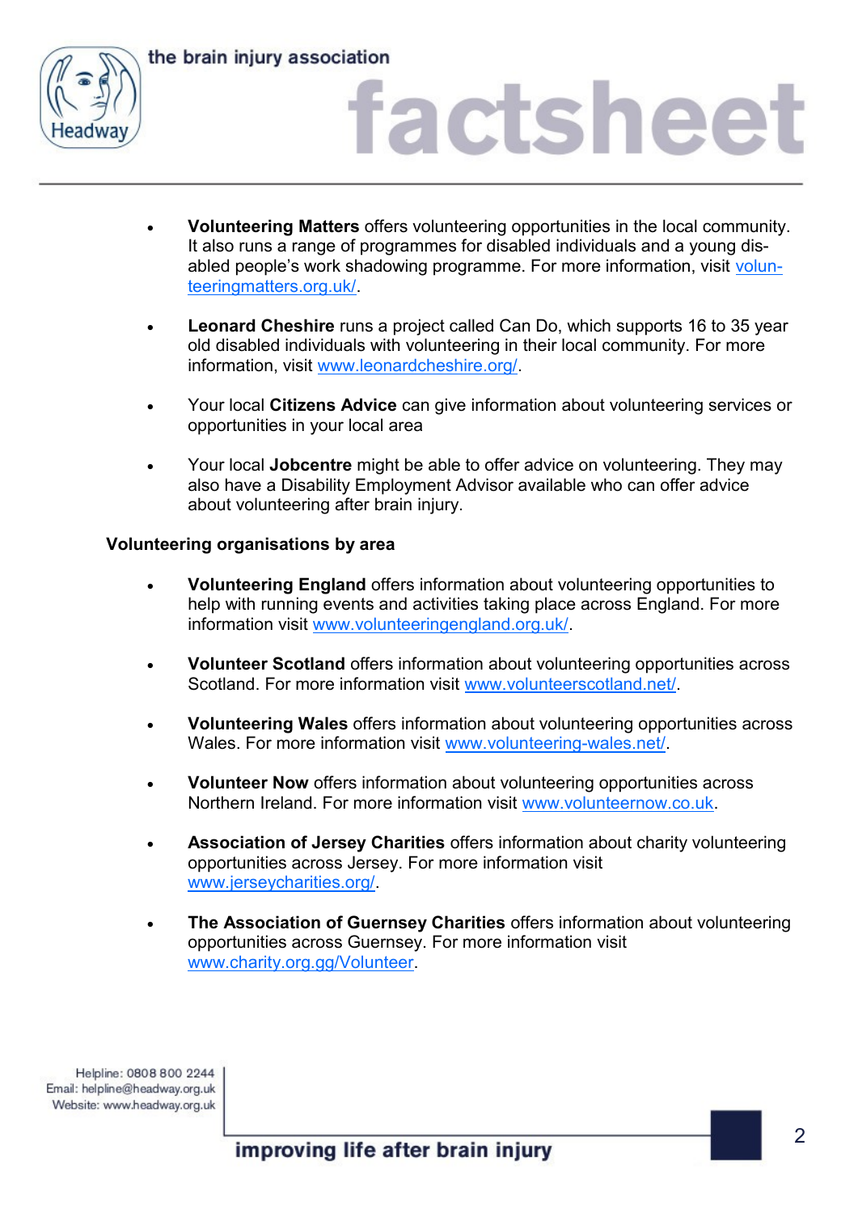- **Volunteering Matters** offers volunteering opportunities in the local community. It also runs a range of programmes for disabled individuals and a young disabled people's work shadowing programme. For more information, visit volunteeringmatters.org.uk/.

- **Leonard Cheshire** runs a project called Can Do, which supports 16 to 35 year old disabled individuals with volunteering in their local community. For more information, visit www.leonardcheshire.org/.

- Your local **Citizens Advice** can give information about volunteering services or opportunities in your local area

- Your local **Jobcentre** might be able to offer advice on volunteering. They may also have a Disability Employment Advisor available who can offer advice about volunteering after brain injury.

**Volunteering organisations by area**

- **Volunteering England** offers information about volunteering opportunities to help with running events and activities taking place across England. For more information visit www.volunteeringengland.org.uk/.

- **Volunteer Scotland** offers information about volunteering opportunities across Scotland. For more information visit www.volunteerscotland.net/.

- **Volunteering Wales** offers information about volunteering opportunities across Wales. For more information visit www.volunteering-wales.net/.

- **Volunteer Now** offers information about volunteering opportunities across Northern Ireland. For more information visit www.volunteernow.co.uk.

- **Association of Jersey Charities** offers information about charity volunteering opportunities across Jersey. For more information visit www.jerseycharities.org/.

- **The Association of Guernsey Charities** offers information about volunteering opportunities across Guernsey. For more information visit www.charity.org.gg/Volunteer.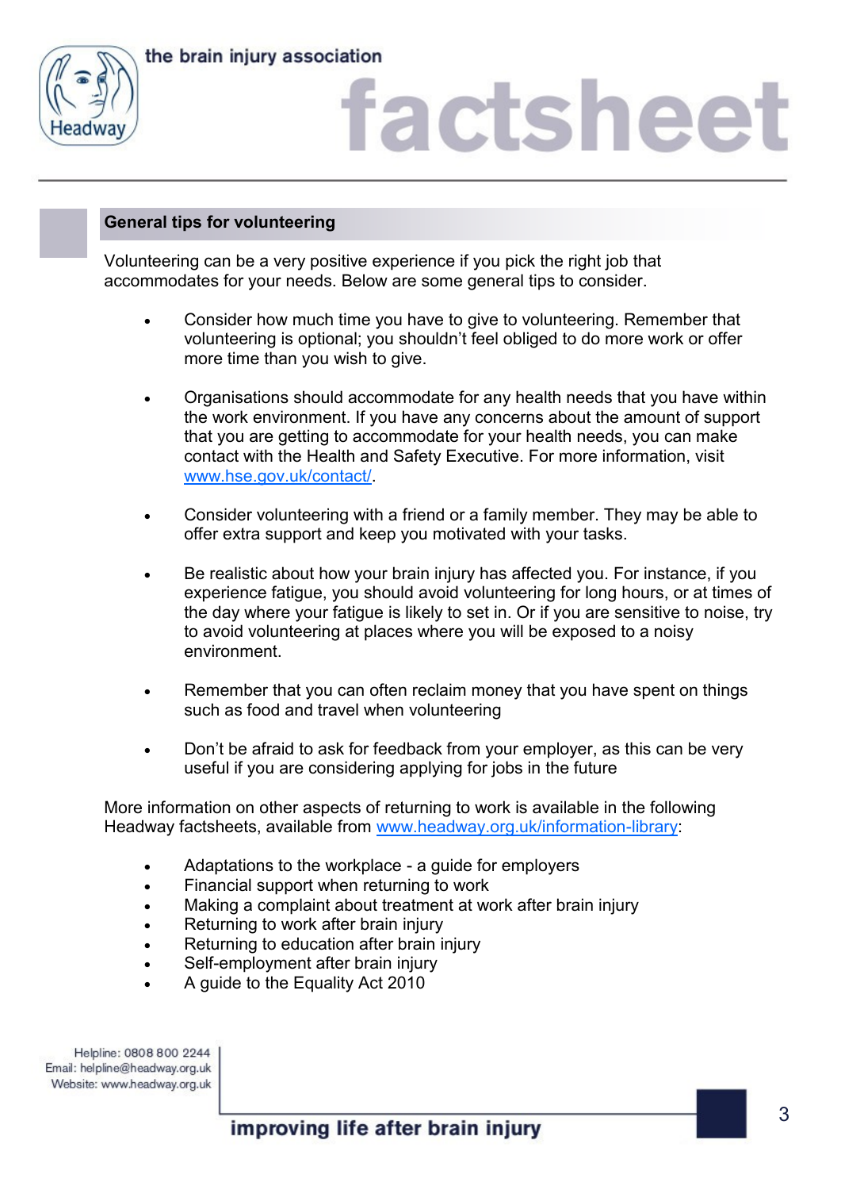## General tips for volunteering

Volunteering can be a very positive experience if you pick the right job that accommodates for your needs. Below are some general tips to consider.

- Consider how much time you have to give to volunteering. Remember that volunteering is optional; you shouldn't feel obliged to do more work or offer more time than you wish to give.

- Organisations should accommodate for any health needs that you have within the work environment. If you have any concerns about the amount of support that you are getting to accommodate for your health needs, you can make contact with the Health and Safety Executive. For more information, visit [www.hse.gov.uk/contact/](www.hse.gov.uk/contact/).

- Consider volunteering with a friend or a family member. They may be able to offer extra support and keep you motivated with your tasks.

- Be realistic about how your brain injury has affected you. For instance, if you experience fatigue, you should avoid volunteering for long hours, or at times of the day where your fatigue is likely to set in. Or if you are sensitive to noise, try to avoid volunteering at places where you will be exposed to a noisy environment.

- Remember that you can often reclaim money that you have spent on things such as food and travel when volunteering

- Don't be afraid to ask for feedback from your employer, as this can be very useful if you are considering applying for jobs in the future

More information on other aspects of returning to work is available in the following Headway factsheets, available from [www.headway.org.uk/information-library](www.headway.org.uk/information-library):

- Adaptations to the workplace - a guide for employers
- Financial support when returning to work
- Making a complaint about treatment at work after brain injury
- Returning to work after brain injury
- Returning to education after brain injury
- Self-employment after brain injury
- A guide to the Equality Act 2010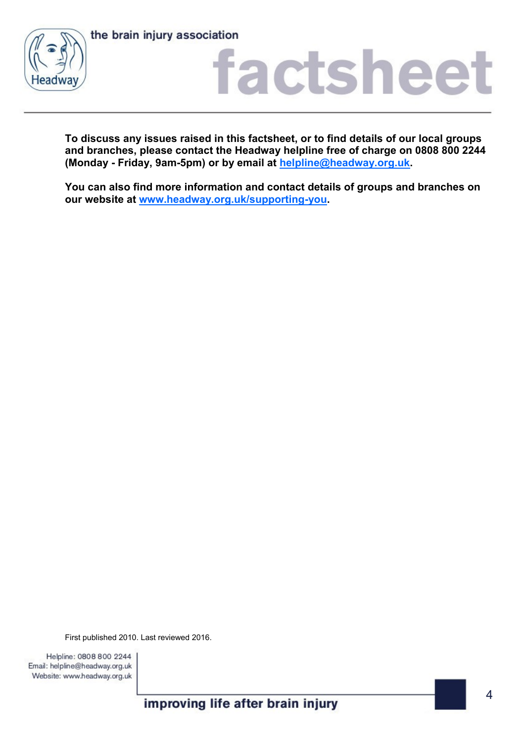**To discuss any issues raised in this factsheet, or to find details of our local groups and branches, please contact the Headway helpline free of charge on 0808 800 2244 (Monday - Friday, 9am-5pm) or by email at [helpline@headway.org.uk](mailto:helpline@headway.org.uk).**

**You can also find more information and contact details of groups and branches on our website at [www.headway.org.uk/supporting-you](http://www.headway.org.uk/supporting-you).**

First published 2010. Last reviewed 2016.